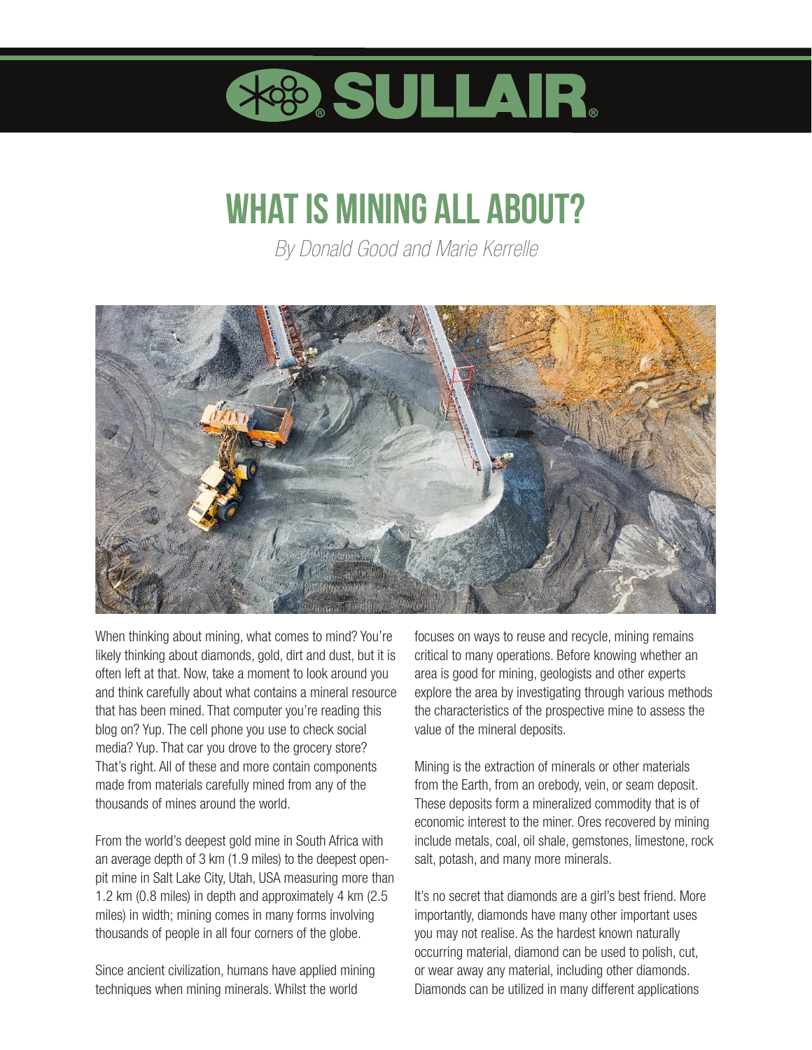# WHAT IS MINING ALL ABOUT?

*By Donald Good and Marie Kerrelle*

When thinking about mining, what comes to mind? You're likely thinking about diamonds, gold, dirt and dust, but it is often left at that. Now, take a moment to look around you and think carefully about what contains a mineral resource that has been mined. That computer you're reading this blog on? Yup. The cell phone you use to check social media? Yup. That car you drove to the grocery store? That's right. All of these and more contain components made from materials carefully mined from any of the thousands of mines around the world.

From the world's deepest gold mine in South Africa with an average depth of 3 km (1.9 miles) to the deepest open-pit mine in Salt Lake City, Utah, USA measuring more than 1.2 km (0.8 miles) in depth and approximately 4 km (2.5 miles) in width; mining comes in many forms involving thousands of people in all four corners of the globe.

Since ancient civilization, humans have applied mining techniques when mining minerals. Whilst the world focuses on ways to reuse and recycle, mining remains critical to many operations. Before knowing whether an area is good for mining, geologists and other experts explore the area by investigating through various methods the characteristics of the prospective mine to assess the value of the mineral deposits.

Mining is the extraction of minerals or other materials from the Earth, from an orebody, vein, or seam deposit. These deposits form a mineralized commodity that is of economic interest to the miner. Ores recovered by mining include metals, coal, oil shale, gemstones, limestone, rock salt, potash, and many more minerals.

It's no secret that diamonds are a girl's best friend. More importantly, diamonds have many other important uses you may not realise. As the hardest known naturally occurring material, diamond can be used to polish, cut, or wear away any material, including other diamonds. Diamonds can be utilized in many different applications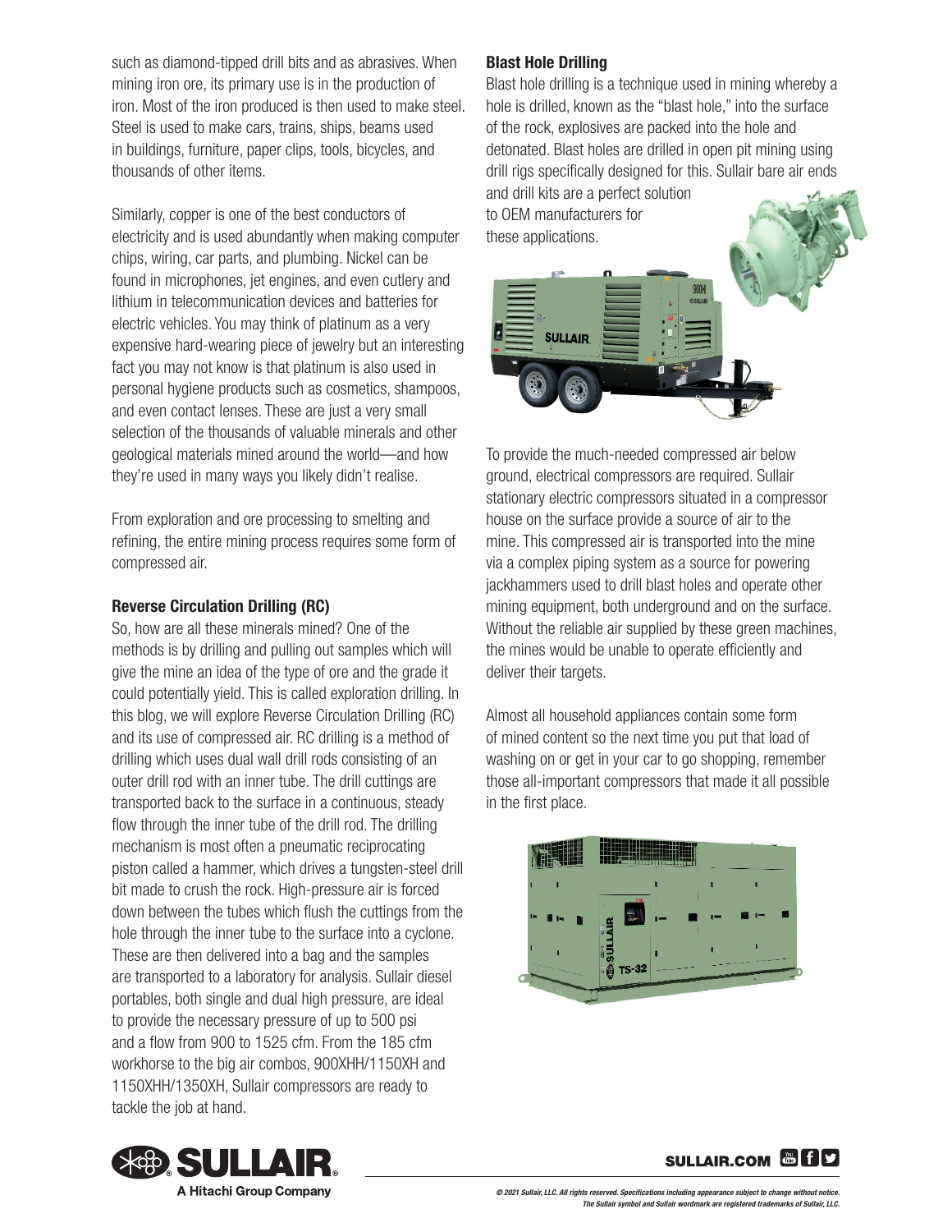such as diamond-tipped drill bits and as abrasives. When mining iron ore, its primary use is in the production of iron. Most of the iron produced is then used to make steel. Steel is used to make cars, trains, ships, beams used in buildings, furniture, paper clips, tools, bicycles, and thousands of other items.

Similarly, copper is one of the best conductors of electricity and is used abundantly when making computer chips, wiring, car parts, and plumbing. Nickel can be found in microphones, jet engines, and even cutlery and lithium in telecommunication devices and batteries for electric vehicles. You may think of platinum as a very expensive hard-wearing piece of jewelry but an interesting fact you may not know is that platinum is also used in personal hygiene products such as cosmetics, shampoos, and even contact lenses. These are just a very small selection of the thousands of valuable minerals and other geological materials mined around the world—and how they're used in many ways you likely didn't realise.

From exploration and ore processing to smelting and refining, the entire mining process requires some form of compressed air.

**Reverse Circulation Drilling (RC)**

So, how are all these minerals mined? One of the methods is by drilling and pulling out samples which will give the mine an idea of the type of ore and the grade it could potentially yield. This is called exploration drilling. In this blog, we will explore Reverse Circulation Drilling (RC) and its use of compressed air. RC drilling is a method of drilling which uses dual wall drill rods consisting of an outer drill rod with an inner tube. The drill cuttings are transported back to the surface in a continuous, steady flow through the inner tube of the drill rod. The drilling mechanism is most often a pneumatic reciprocating piston called a hammer, which drives a tungsten-steel drill bit made to crush the rock. High-pressure air is forced down between the tubes which flush the cuttings from the hole through the inner tube to the surface into a cyclone. These are then delivered into a bag and the samples are transported to a laboratory for analysis. Sullair diesel portables, both single and dual high pressure, are ideal to provide the necessary pressure of up to 500 psi and a flow from 900 to 1525 cfm. From the 185 cfm workhorse to the big air combos, 900XHH/1150XH and 1150XHH/1350XH, Sullair compressors are ready to tackle the job at hand.

**Blast Hole Drilling**

Blast hole drilling is a technique used in mining whereby a hole is drilled, known as the "blast hole," into the surface of the rock, explosives are packed into the hole and detonated. Blast holes are drilled in open pit mining using drill rigs specifically designed for this. Sullair bare air ends and drill kits are a perfect solution to OEM manufacturers for these applications.

To provide the much-needed compressed air below ground, electrical compressors are required. Sullair stationary electric compressors situated in a compressor house on the surface provide a source of air to the mine. This compressed air is transported into the mine via a complex piping system as a source for powering jackhammers used to drill blast holes and operate other mining equipment, both underground and on the surface. Without the reliable air supplied by these green machines, the mines would be unable to operate efficiently and deliver their targets.

Almost all household appliances contain some form of mined content so the next time you put that load of washing on or get in your car to go shopping, remember those all-important compressors that made it all possible in the first place.

SULLAIR.COM

*© 2021 Sullair, LLC. All rights reserved. Specifications including appearance subject to change without notice. The Sullair symbol and Sullair wordmark are registered trademarks of Sullair, LLC.*